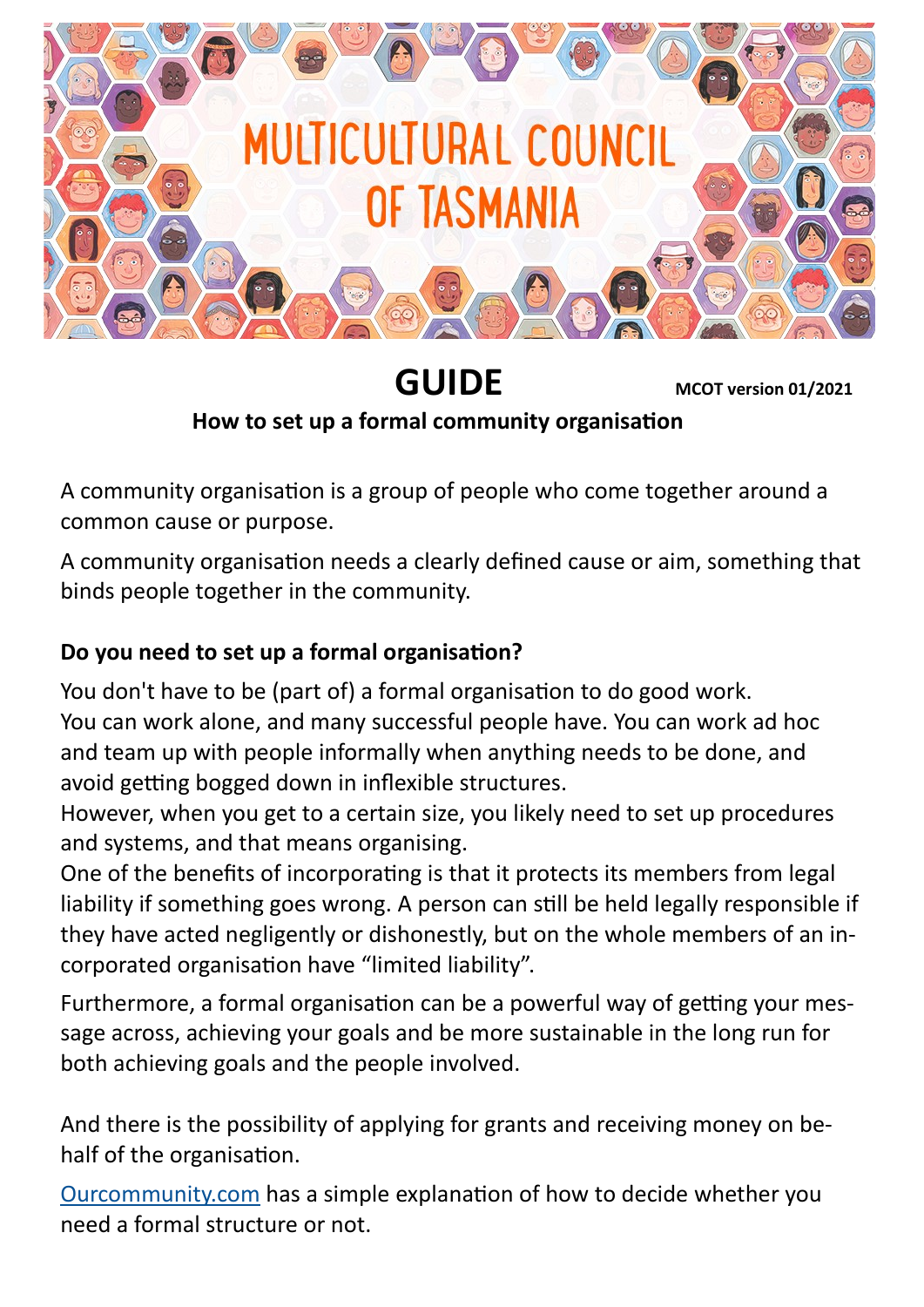# MULTICULTURAL COUNCIL OF TASMANIA

## GUIDE

**MCOT version 01/2021**

**How to set up a formal community organisation**

A community organisation is a group of people who come together around a common cause or purpose.

A community organisation needs a clearly defined cause or aim, something that binds people together in the community.

### Do you need to set up a formal organisation?

You don't have to be (part of) a formal organisation to do good work.
You can work alone, and many successful people have. You can work ad hoc and team up with people informally when anything needs to be done, and avoid getting bogged down in inflexible structures.
However, when you get to a certain size, you likely need to set up procedures and systems, and that means organising.
One of the benefits of incorporating is that it protects its members from legal liability if something goes wrong. A person can still be held legally responsible if they have acted negligently or dishonestly, but on the whole members of an incorporated organisation have "limited liability".

Furthermore, a formal organisation can be a powerful way of getting your message across, achieving your goals and be more sustainable in the long run for both achieving goals and the people involved.

And there is the possibility of applying for grants and receiving money on behalf of the organisation.

Ourcommunity.com has a simple explanation of how to decide whether you need a formal structure or not.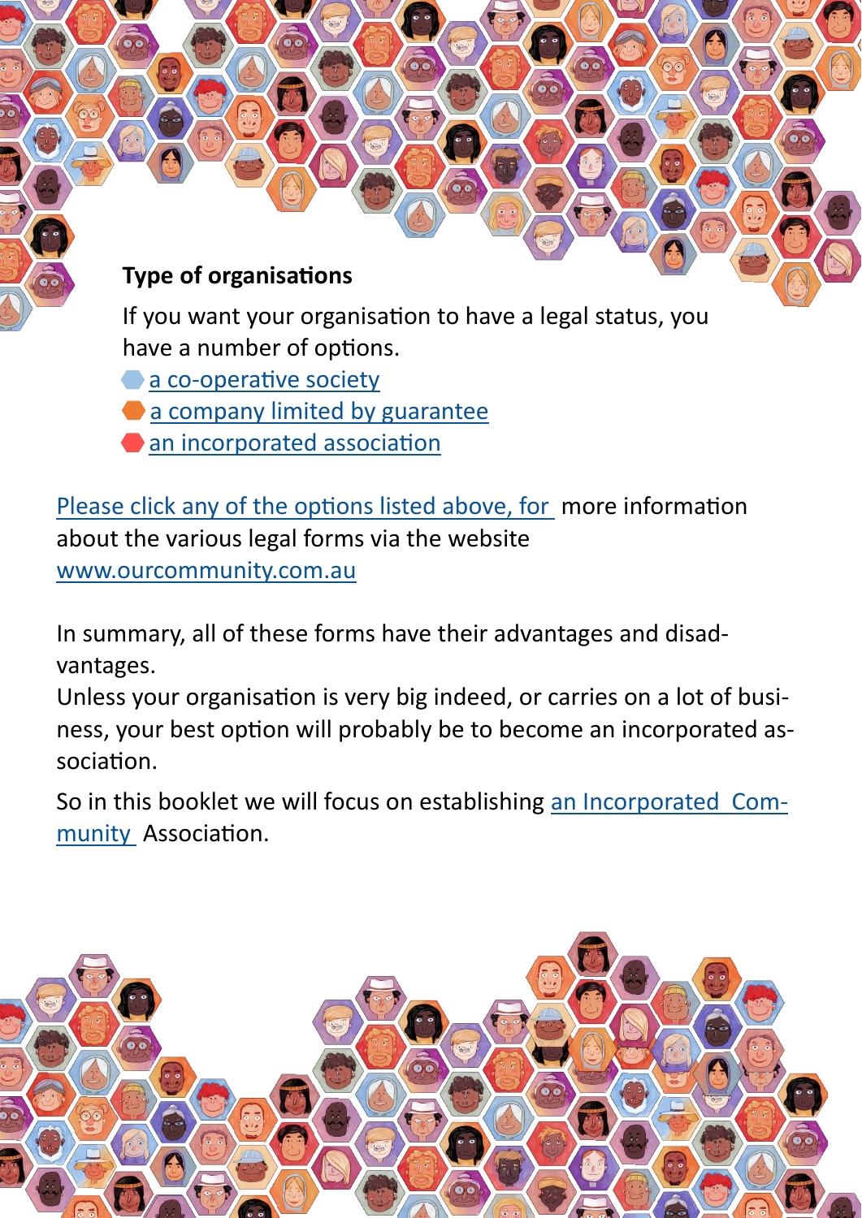### Type of organisations

If you want your organisation to have a legal status, you have a number of options.

- a co-operative society
- a company limited by guarantee
- an incorporated association

Please click any of the options listed above, for more information about the various legal forms via the website www.ourcommunity.com.au

In summary, all of these forms have their advantages and disadvantages.
Unless your organisation is very big indeed, or carries on a lot of business, your best option will probably be to become an incorporated association.

So in this booklet we will focus on establishing an Incorporated Community Association.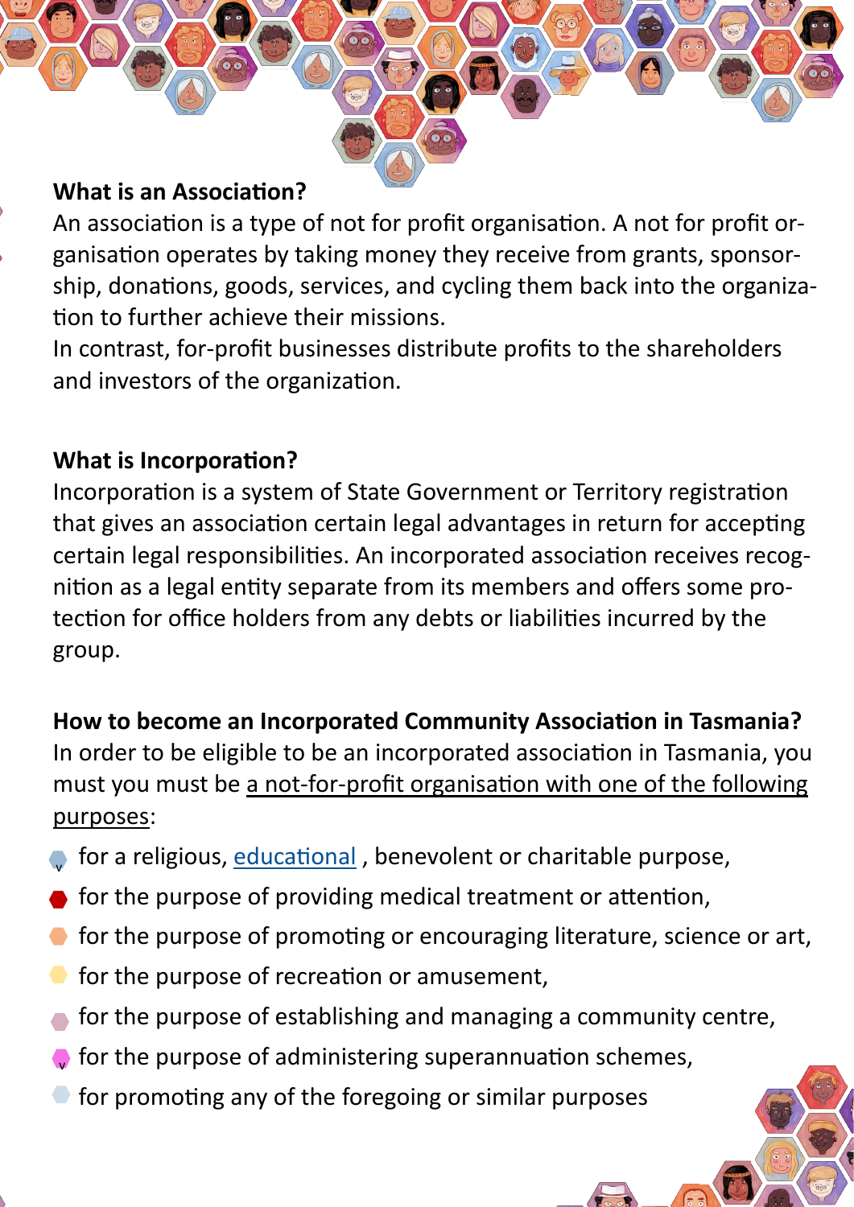**What is an Association?**

An association is a type of not for profit organisation. A not for profit organisation operates by taking money they receive from grants, sponsorship, donations, goods, services, and cycling them back into the organization to further achieve their missions.

In contrast, for-profit businesses distribute profits to the shareholders and investors of the organization.

**What is Incorporation?**

Incorporation is a system of State Government or Territory registration that gives an association certain legal advantages in return for accepting certain legal responsibilities. An incorporated association receives recognition as a legal entity separate from its members and offers some protection for office holders from any debts or liabilities incurred by the group.

**How to become an Incorporated Community Association in Tasmania?**

In order to be eligible to be an incorporated association in Tasmania, you must you must be a not-for-profit organisation with one of the following purposes:

- for a religious, educational , benevolent or charitable purpose,
- for the purpose of providing medical treatment or attention,
- for the purpose of promoting or encouraging literature, science or art,
- for the purpose of recreation or amusement,
- for the purpose of establishing and managing a community centre,
- for the purpose of administering superannuation schemes,
- for promoting any of the foregoing or similar purposes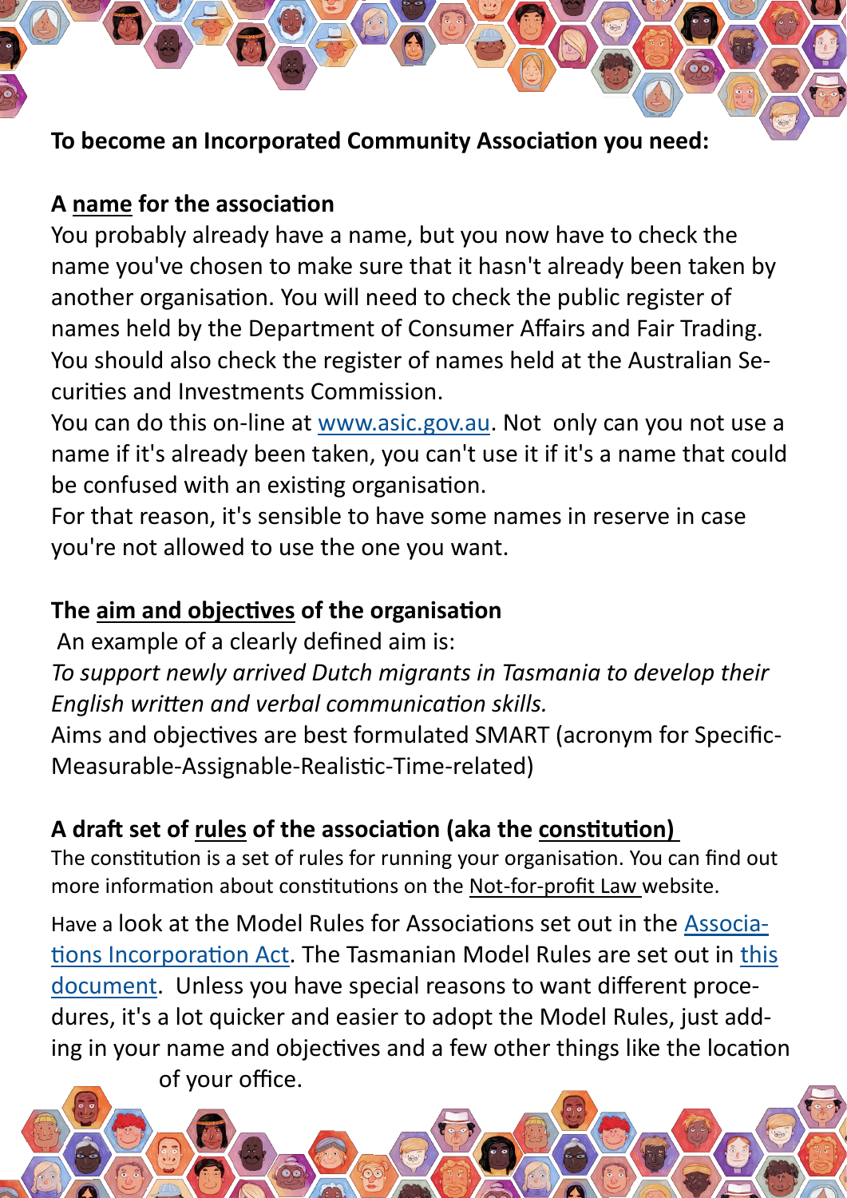**To become an Incorporated Community Association you need:**

**A name for the association**

You probably already have a name, but you now have to check the name you've chosen to make sure that it hasn't already been taken by another organisation. You will need to check the public register of names held by the Department of Consumer Affairs and Fair Trading. You should also check the register of names held at the Australian Securities and Investments Commission.

You can do this on-line at [www.asic.gov.au](http://www.asic.gov.au). Not only can you not use a name if it's already been taken, you can't use it if it's a name that could be confused with an existing organisation.

For that reason, it's sensible to have some names in reserve in case you're not allowed to use the one you want.

**The aim and objectives of the organisation**

An example of a clearly defined aim is:

*To support newly arrived Dutch migrants in Tasmania to develop their English written and verbal communication skills.*

Aims and objectives are best formulated SMART (acronym for Specific-Measurable-Assignable-Realistic-Time-related)

**A draft set of rules of the association (aka the constitution)**

The constitution is a set of rules for running your organisation. You can find out more information about constitutions on the Not-for-profit Law website.

Have a look at the Model Rules for Associations set out in the Associations Incorporation Act. The Tasmanian Model Rules are set out in this document. Unless you have special reasons to want different procedures, it's a lot quicker and easier to adopt the Model Rules, just adding in your name and objectives and a few other things like the location of your office.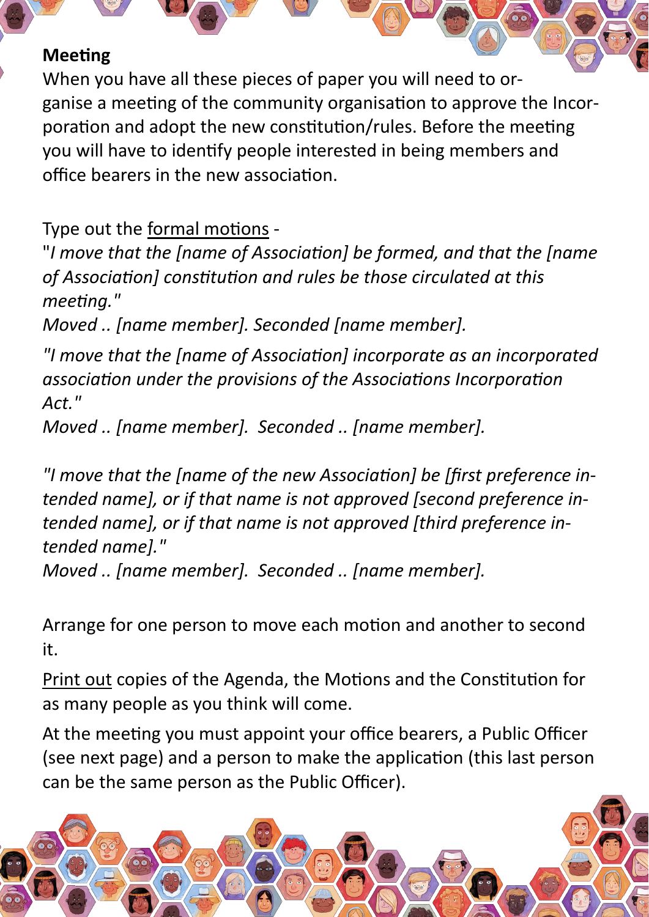**Meeting**

When you have all these pieces of paper you will need to organise a meeting of the community organisation to approve the Incorporation and adopt the new constitution/rules. Before the meeting you will have to identify people interested in being members and office bearers in the new association.

Type out the formal motions -

"*I move that the [name of Association] be formed, and that the [name of Association] constitution and rules be those circulated at this meeting.*"

*Moved .. [name member]. Seconded [name member].*

*"I move that the [name of Association] incorporate as an incorporated association under the provisions of the Associations Incorporation Act."*

*Moved .. [name member]. Seconded .. [name member].*

*"I move that the [name of the new Association] be [first preference intended name], or if that name is not approved [second preference intended name], or if that name is not approved [third preference intended name]."*

*Moved .. [name member]. Seconded .. [name member].*

Arrange for one person to move each motion and another to second it.

Print out copies of the Agenda, the Motions and the Constitution for as many people as you think will come.

At the meeting you must appoint your office bearers, a Public Officer (see next page) and a person to make the application (this last person can be the same person as the Public Officer).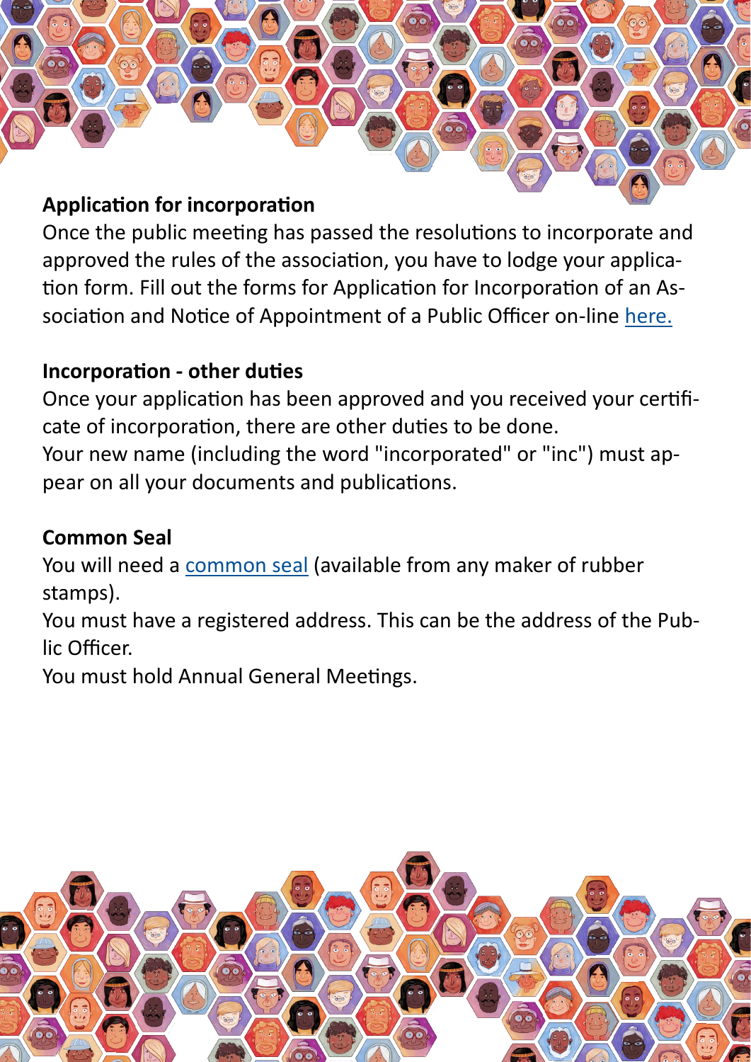## Application for incorporation

Once the public meeting has passed the resolutions to incorporate and approved the rules of the association, you have to lodge your application form. Fill out the forms for Application for Incorporation of an Association and Notice of Appointment of a Public Officer on-line here.

## Incorporation - other duties

Once your application has been approved and you received your certificate of incorporation, there are other duties to be done.

Your new name (including the word "incorporated" or "inc") must appear on all your documents and publications.

## Common Seal

You will need a common seal (available from any maker of rubber stamps).

You must have a registered address. This can be the address of the Public Officer.

You must hold Annual General Meetings.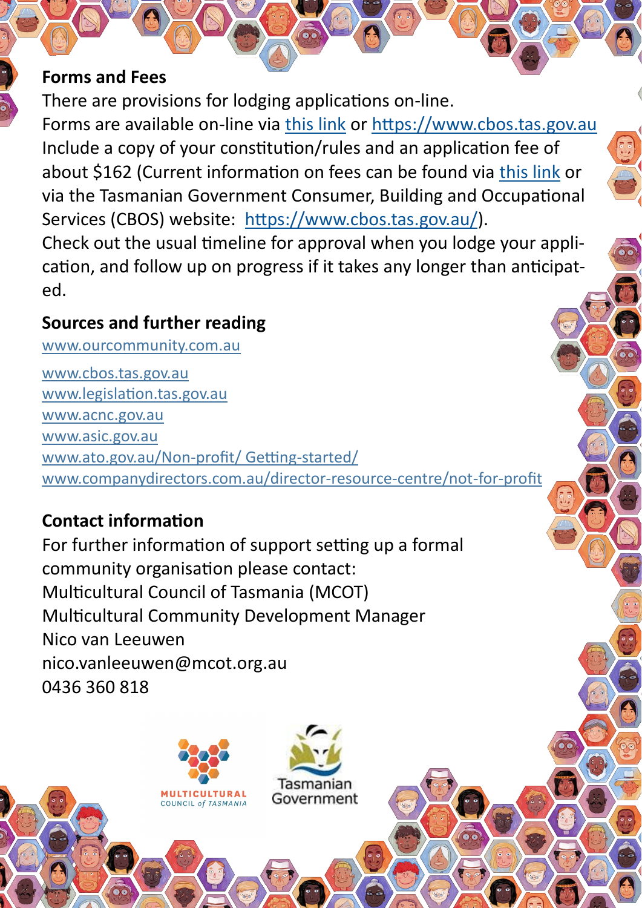## Forms and Fees

There are provisions for lodging applications on-line.
Forms are available on-line via this link or https://www.cbos.tas.gov.au
Include a copy of your constitution/rules and an application fee of about $162 (Current information on fees can be found via this link or via the Tasmanian Government Consumer, Building and Occupational Services (CBOS) website: https://www.cbos.tas.gov.au/).
Check out the usual timeline for approval when you lodge your application, and follow up on progress if it takes any longer than anticipated.

## Sources and further reading

www.ourcommunity.com.au

www.cbos.tas.gov.au
www.legislation.tas.gov.au
www.acnc.gov.au
www.asic.gov.au
www.ato.gov.au/Non-profit/ Getting-started/
www.companydirectors.com.au/director-resource-centre/not-for-profit

## Contact information

For further information of support setting up a formal community organisation please contact:
Multicultural Council of Tasmania (MCOT)
Multicultural Community Development Manager
Nico van Leeuwen
nico.vanleeuwen@mcot.org.au
0436 360 818

MULTICULTURAL COUNCIL of TASMANIA

Tasmanian Government